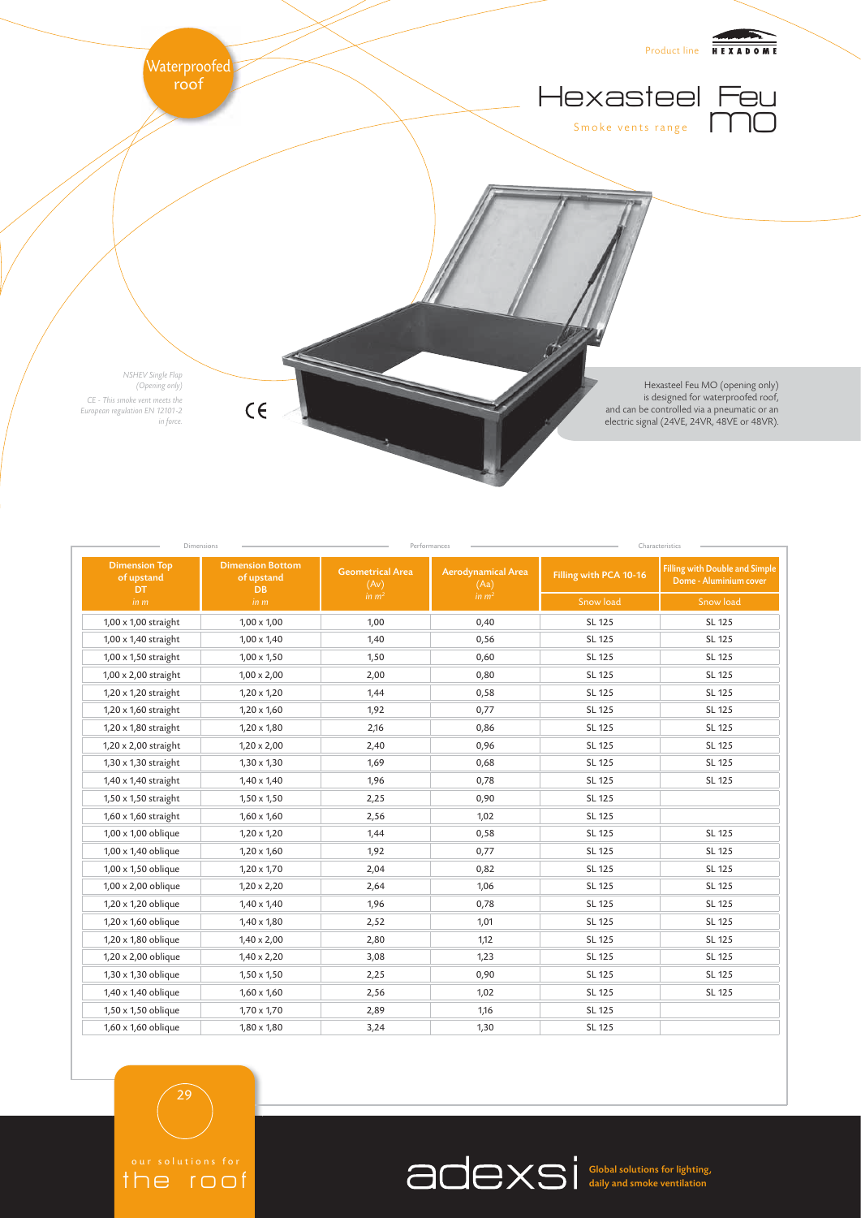Waterproofed roof

Product line HEXADOME

# Hexasteel Feu MO

Smoke vents range

*NSHEV Single Flap (Opening only)*

*CE - This smoke vent meets the European regulation EN 12101-2 in force.*

CE

Hexasteel Feu MO (opening only) is designed for waterproofed roof, and can be controlled via a pneumatic or an electric signal (24VE, 24VR, 48VE or 48VR).

| Dimensions | | Performances | | Characteristics | |
|---|---|---|---|---|---|
| **Dimension Top of upstand DT** *in m* | **Dimension Bottom of upstand DB** *in m* | **Geometrical Area (Av)** *in m²* | **Aerodynamical Area (Aa)** *in m²* | **Filling with PCA 10-16** | **Filling with Double and Simple Dome - Aluminium cover** |
| | | | | Snow load | Snow load |
| 1,00 x 1,00 straight | 1,00 x 1,00 | 1,00 | 0,40 | SL 125 | SL 125 |
| 1,00 x 1,40 straight | 1,00 x 1,40 | 1,40 | 0,56 | SL 125 | SL 125 |
| 1,00 x 1,50 straight | 1,00 x 1,50 | 1,50 | 0,60 | SL 125 | SL 125 |
| 1,00 x 2,00 straight | 1,00 x 2,00 | 2,00 | 0,80 | SL 125 | SL 125 |
| 1,20 x 1,20 straight | 1,20 x 1,20 | 1,44 | 0,58 | SL 125 | SL 125 |
| 1,20 x 1,60 straight | 1,20 x 1,60 | 1,92 | 0,77 | SL 125 | SL 125 |
| 1,20 x 1,80 straight | 1,20 x 1,80 | 2,16 | 0,86 | SL 125 | SL 125 |
| 1,20 x 2,00 straight | 1,20 x 2,00 | 2,40 | 0,96 | SL 125 | SL 125 |
| 1,30 x 1,30 straight | 1,30 x 1,30 | 1,69 | 0,68 | SL 125 | SL 125 |
| 1,40 x 1,40 straight | 1,40 x 1,40 | 1,96 | 0,78 | SL 125 | SL 125 |
| 1,50 x 1,50 straight | 1,50 x 1,50 | 2,25 | 0,90 | SL 125 | |
| 1,60 x 1,60 straight | 1,60 x 1,60 | 2,56 | 1,02 | SL 125 | |
| 1,00 x 1,00 oblique | 1,20 x 1,20 | 1,44 | 0,58 | SL 125 | SL 125 |
| 1,00 x 1,40 oblique | 1,20 x 1,60 | 1,92 | 0,77 | SL 125 | SL 125 |
| 1,00 x 1,50 oblique | 1,20 x 1,70 | 2,04 | 0,82 | SL 125 | SL 125 |
| 1,00 x 2,00 oblique | 1,20 x 2,20 | 2,64 | 1,06 | SL 125 | SL 125 |
| 1,20 x 1,20 oblique | 1,40 x 1,40 | 1,96 | 0,78 | SL 125 | SL 125 |
| 1,20 x 1,60 oblique | 1,40 x 1,80 | 2,52 | 1,01 | SL 125 | SL 125 |
| 1,20 x 1,80 oblique | 1,40 x 2,00 | 2,80 | 1,12 | SL 125 | SL 125 |
| 1,20 x 2,00 oblique | 1,40 x 2,20 | 3,08 | 1,23 | SL 125 | SL 125 |
| 1,30 x 1,30 oblique | 1,50 x 1,50 | 2,25 | 0,90 | SL 125 | SL 125 |
| 1,40 x 1,40 oblique | 1,60 x 1,60 | 2,56 | 1,02 | SL 125 | SL 125 |
| 1,50 x 1,50 oblique | 1,70 x 1,70 | 2,89 | 1,16 | SL 125 | |
| 1,60 x 1,60 oblique | 1,80 x 1,80 | 3,24 | 1,30 | SL 125 | |

our solutions for the roof

adexsi Global solutions for lighting, daily and smoke ventilation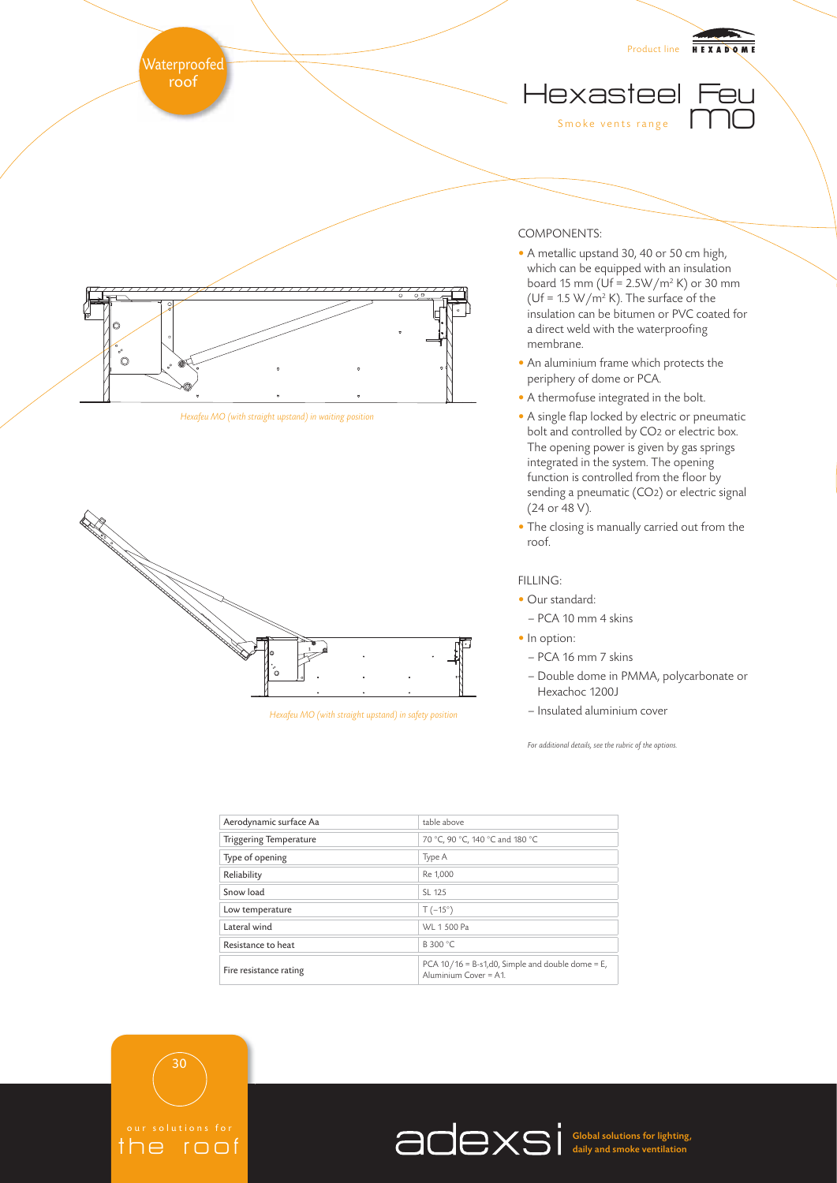Waterproofed roof

Product line HEXADOME

# Hexasteel Feu MO

Smoke vents range

*Hexafeu MO (with straight upstand) in waiting position*

*Hexafeu MO (with straight upstand) in safety position*

COMPONENTS:

- A metallic upstand 30, 40 or 50 cm high, which can be equipped with an insulation board 15 mm (Uf = 2.5W/m² K) or 30 mm (Uf = 1.5 W/m² K). The surface of the insulation can be bitumen or PVC coated for a direct weld with the waterproofing membrane.
- An aluminium frame which protects the periphery of dome or PCA.
- A thermofuse integrated in the bolt.
- A single flap locked by electric or pneumatic bolt and controlled by $CO_2$ or electric box. The opening power is given by gas springs integrated in the system. The opening function is controlled from the floor by sending a pneumatic ($CO_2$) or electric signal (24 or 48 V).
- The closing is manually carried out from the roof.

FILLING:

- Our standard:
  - PCA 10 mm 4 skins
- In option:
  - PCA 16 mm 7 skins
  - Double dome in PMMA, polycarbonate or Hexachoc 1200J
  - Insulated aluminium cover

*For additional details, see the rubric of the options.*

| | |
|---|---|
| Aerodynamic surface Aa | table above |
| Triggering Temperature | 70 °C, 90 °C, 140 °C and 180 °C |
| Type of opening | Type A |
| Reliability | Re 1,000 |
| Snow load | SL 125 |
| Low temperature | T (−15°) |
| Lateral wind | WL 1 500 Pa |
| Resistance to heat | B 300 °C |
| Fire resistance rating | PCA 10/16 = B-s1,d0, Simple and double dome = E, Aluminium Cover = A1. |

our solutions for the roof

adexsi Global solutions for lighting, daily and smoke ventilation